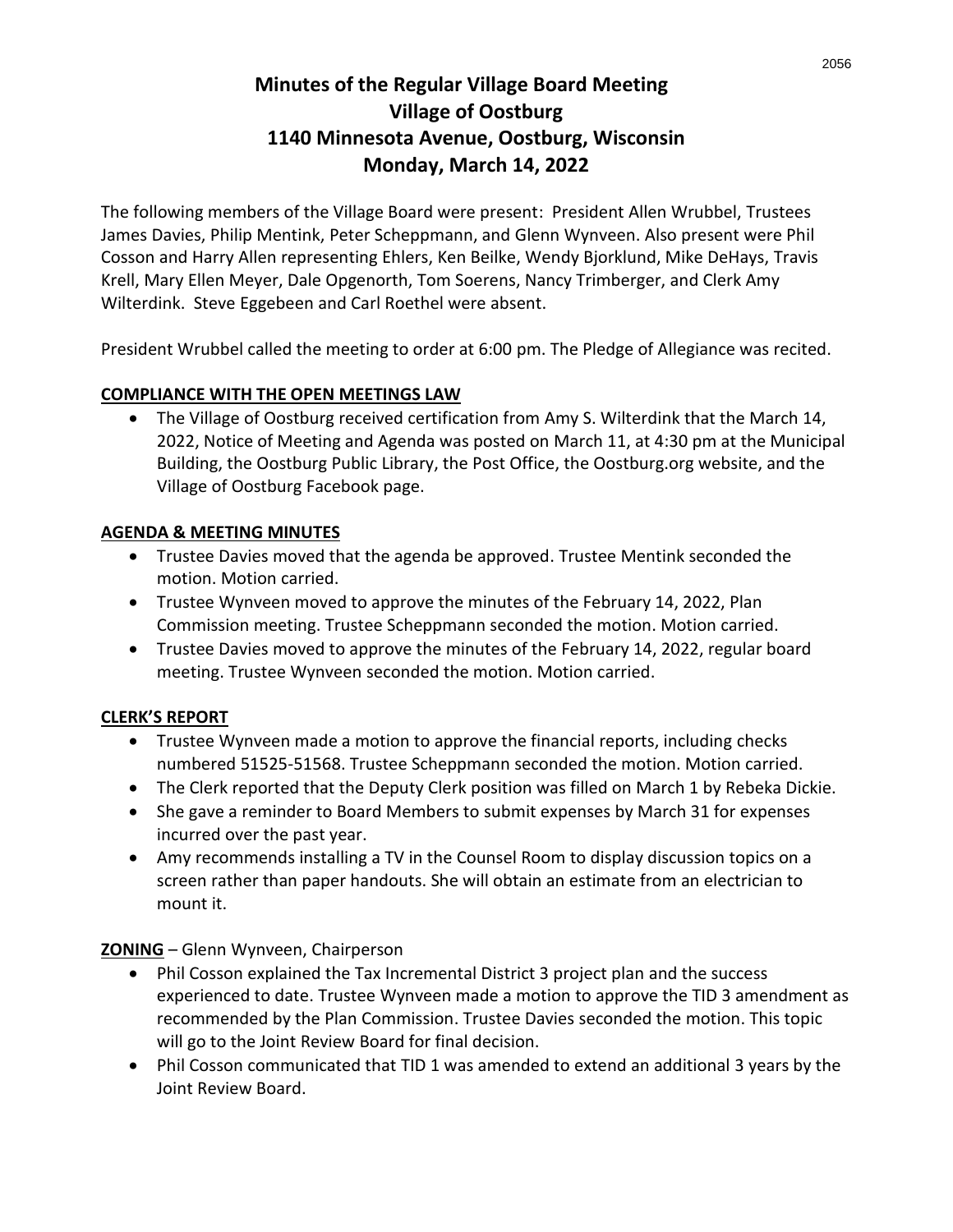# Minutes of the Regular Village Board Meeting
# Village of Oostburg
# 1140 Minnesota Avenue, Oostburg, Wisconsin
# Monday, March 14, 2022

The following members of the Village Board were present: President Allen Wrubbel, Trustees James Davies, Philip Mentink, Peter Scheppmann, and Glenn Wynveen. Also present were Phil Cosson and Harry Allen representing Ehlers, Ken Beilke, Wendy Bjorklund, Mike DeHays, Travis Krell, Mary Ellen Meyer, Dale Opgenorth, Tom Soerens, Nancy Trimberger, and Clerk Amy Wilterdink. Steve Eggebeen and Carl Roethel were absent.

President Wrubbel called the meeting to order at 6:00 pm. The Pledge of Allegiance was recited.

**COMPLIANCE WITH THE OPEN MEETINGS LAW**

- The Village of Oostburg received certification from Amy S. Wilterdink that the March 14, 2022, Notice of Meeting and Agenda was posted on March 11, at 4:30 pm at the Municipal Building, the Oostburg Public Library, the Post Office, the Oostburg.org website, and the Village of Oostburg Facebook page.

**AGENDA & MEETING MINUTES**

- Trustee Davies moved that the agenda be approved. Trustee Mentink seconded the motion. Motion carried.
- Trustee Wynveen moved to approve the minutes of the February 14, 2022, Plan Commission meeting. Trustee Scheppmann seconded the motion. Motion carried.
- Trustee Davies moved to approve the minutes of the February 14, 2022, regular board meeting. Trustee Wynveen seconded the motion. Motion carried.

**CLERK'S REPORT**

- Trustee Wynveen made a motion to approve the financial reports, including checks numbered 51525-51568. Trustee Scheppmann seconded the motion. Motion carried.
- The Clerk reported that the Deputy Clerk position was filled on March 1 by Rebeka Dickie.
- She gave a reminder to Board Members to submit expenses by March 31 for expenses incurred over the past year.
- Amy recommends installing a TV in the Counsel Room to display discussion topics on a screen rather than paper handouts. She will obtain an estimate from an electrician to mount it.

**ZONING** – Glenn Wynveen, Chairperson

- Phil Cosson explained the Tax Incremental District 3 project plan and the success experienced to date. Trustee Wynveen made a motion to approve the TID 3 amendment as recommended by the Plan Commission. Trustee Davies seconded the motion. This topic will go to the Joint Review Board for final decision.
- Phil Cosson communicated that TID 1 was amended to extend an additional 3 years by the Joint Review Board.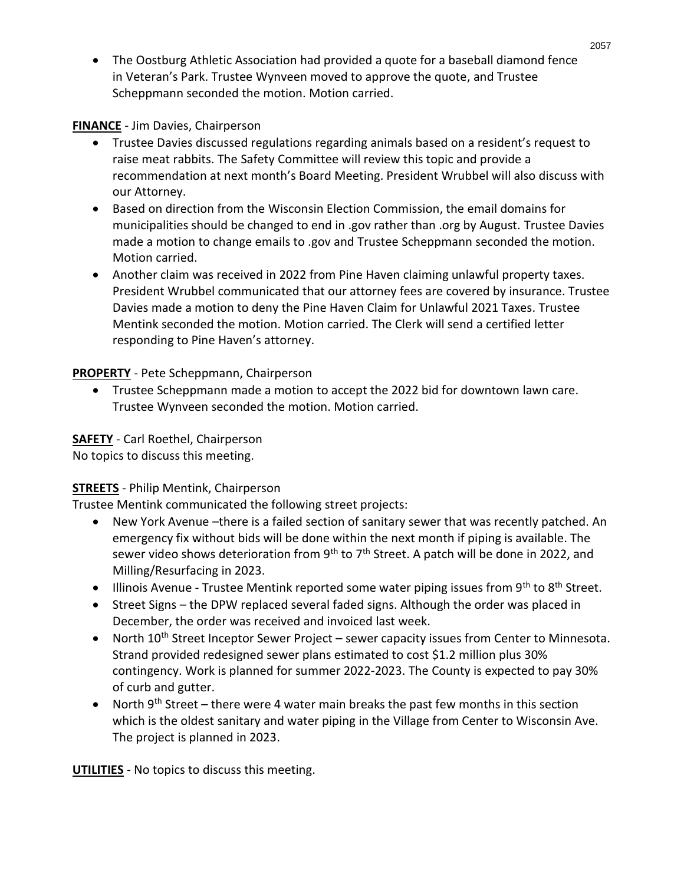- The Oostburg Athletic Association had provided a quote for a baseball diamond fence in Veteran's Park. Trustee Wynveen moved to approve the quote, and Trustee Scheppmann seconded the motion. Motion carried.

**FINANCE** - Jim Davies, Chairperson

- Trustee Davies discussed regulations regarding animals based on a resident's request to raise meat rabbits. The Safety Committee will review this topic and provide a recommendation at next month's Board Meeting. President Wrubbel will also discuss with our Attorney.
- Based on direction from the Wisconsin Election Commission, the email domains for municipalities should be changed to end in .gov rather than .org by August. Trustee Davies made a motion to change emails to .gov and Trustee Scheppmann seconded the motion. Motion carried.
- Another claim was received in 2022 from Pine Haven claiming unlawful property taxes. President Wrubbel communicated that our attorney fees are covered by insurance. Trustee Davies made a motion to deny the Pine Haven Claim for Unlawful 2021 Taxes. Trustee Mentink seconded the motion. Motion carried. The Clerk will send a certified letter responding to Pine Haven's attorney.

**PROPERTY** - Pete Scheppmann, Chairperson

- Trustee Scheppmann made a motion to accept the 2022 bid for downtown lawn care. Trustee Wynveen seconded the motion. Motion carried.

**SAFETY** - Carl Roethel, Chairperson
No topics to discuss this meeting.

**STREETS** - Philip Mentink, Chairperson
Trustee Mentink communicated the following street projects:

- New York Avenue –there is a failed section of sanitary sewer that was recently patched. An emergency fix without bids will be done within the next month if piping is available. The sewer video shows deterioration from 9th to 7th Street. A patch will be done in 2022, and Milling/Resurfacing in 2023.
- Illinois Avenue - Trustee Mentink reported some water piping issues from 9th to 8th Street.
- Street Signs – the DPW replaced several faded signs. Although the order was placed in December, the order was received and invoiced last week.
- North 10th Street Inceptor Sewer Project – sewer capacity issues from Center to Minnesota. Strand provided redesigned sewer plans estimated to cost $1.2 million plus 30% contingency. Work is planned for summer 2022-2023. The County is expected to pay 30% of curb and gutter.
- North 9th Street – there were 4 water main breaks the past few months in this section which is the oldest sanitary and water piping in the Village from Center to Wisconsin Ave. The project is planned in 2023.

**UTILITIES** - No topics to discuss this meeting.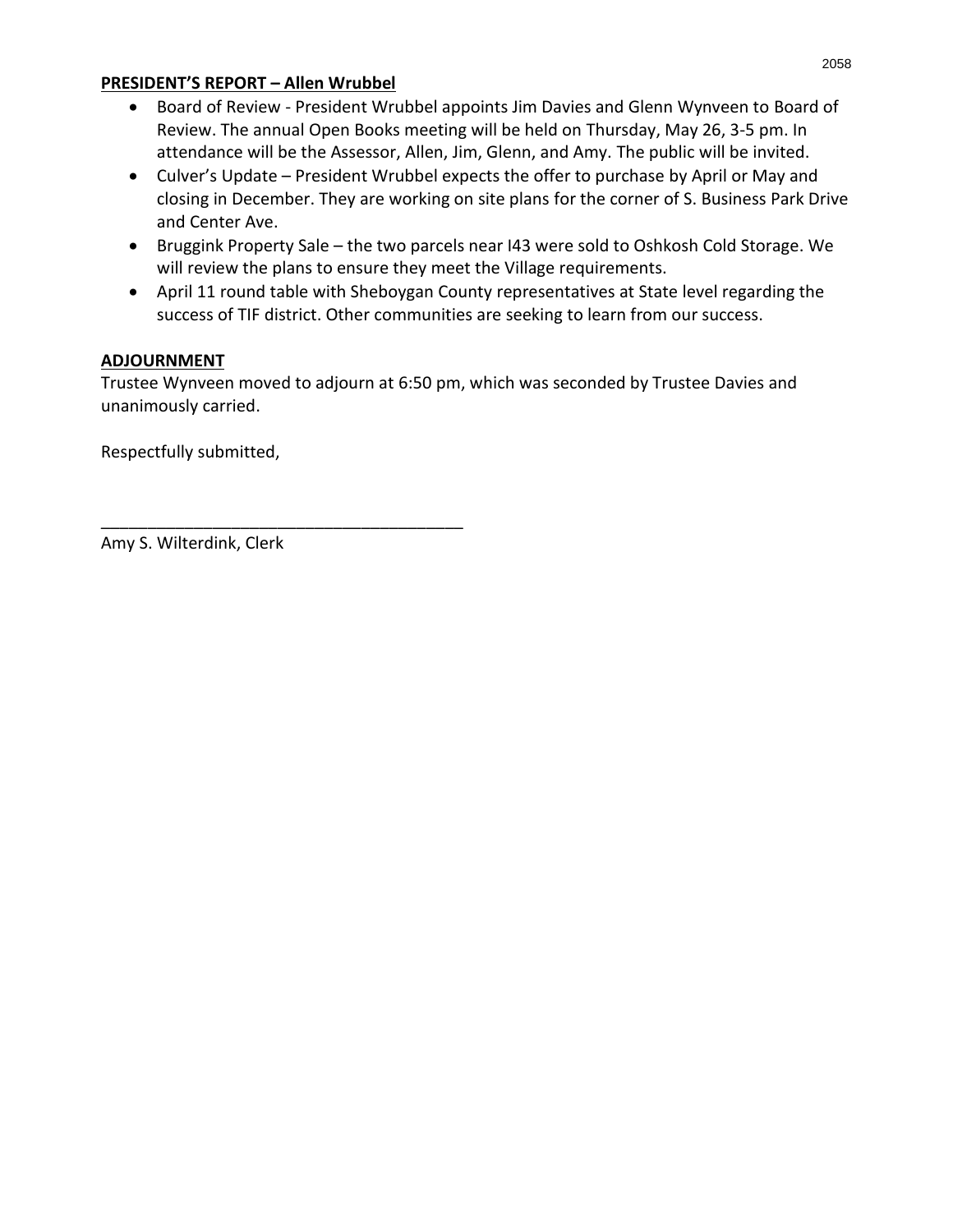**PRESIDENT'S REPORT – Allen Wrubbel**

- Board of Review - President Wrubbel appoints Jim Davies and Glenn Wynveen to Board of Review. The annual Open Books meeting will be held on Thursday, May 26, 3-5 pm. In attendance will be the Assessor, Allen, Jim, Glenn, and Amy. The public will be invited.
- Culver's Update – President Wrubbel expects the offer to purchase by April or May and closing in December. They are working on site plans for the corner of S. Business Park Drive and Center Ave.
- Bruggink Property Sale – the two parcels near I43 were sold to Oshkosh Cold Storage. We will review the plans to ensure they meet the Village requirements.
- April 11 round table with Sheboygan County representatives at State level regarding the success of TIF district. Other communities are seeking to learn from our success.

**ADJOURNMENT**

Trustee Wynveen moved to adjourn at 6:50 pm, which was seconded by Trustee Davies and unanimously carried.

Respectfully submitted,

_________________________________________

Amy S. Wilterdink, Clerk